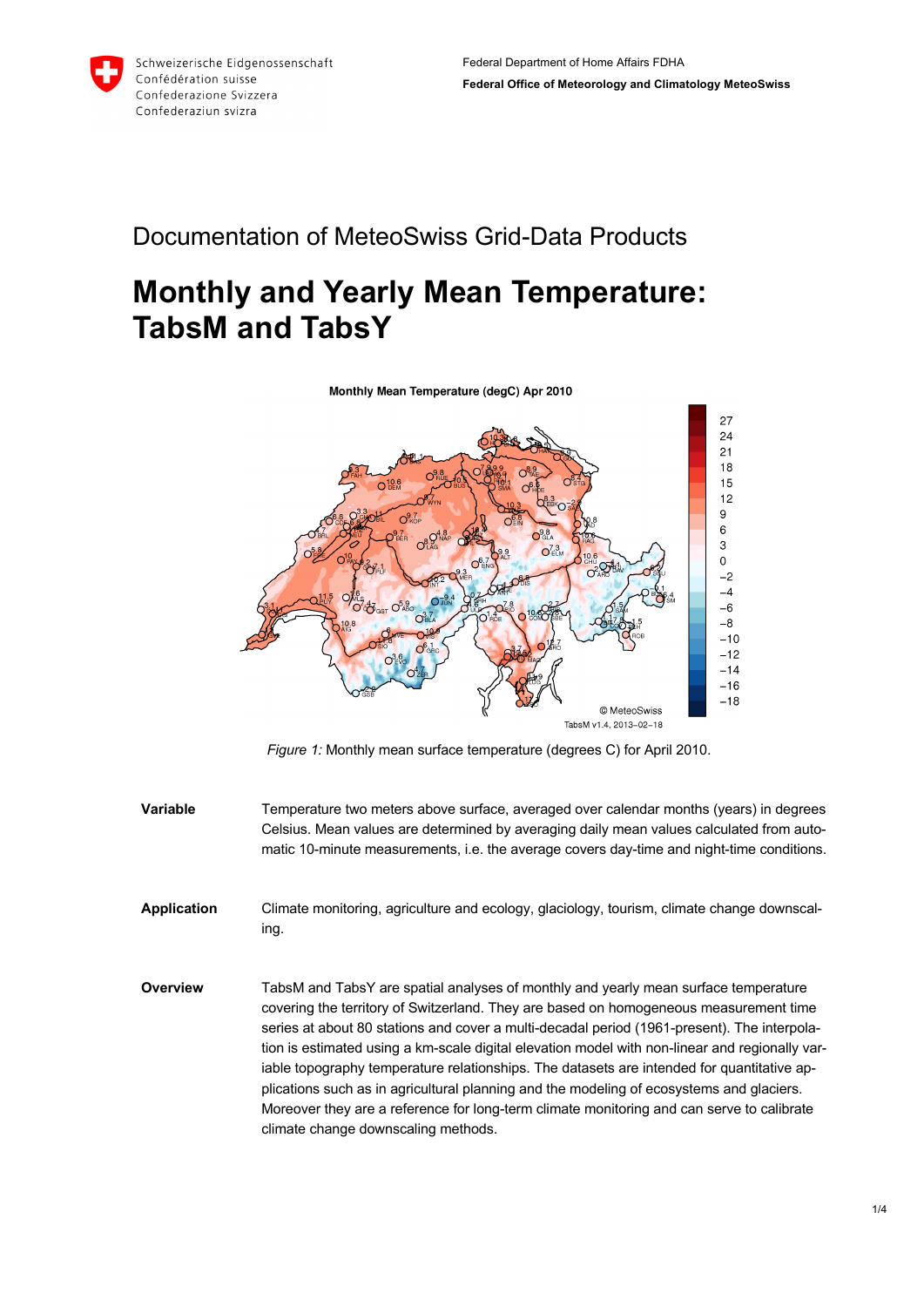Schweizerische Eidgenossenschaft
Confédération suisse
Confederazione Svizzera
Confederaziun svizra

Federal Department of Home Affairs FDHA
**Federal Office of Meteorology and Climatology MeteoSwiss**

# Documentation of MeteoSwiss Grid-Data Products

# Monthly and Yearly Mean Temperature: TabsM and TabsY

*Figure 1:* Monthly mean surface temperature (degrees C) for April 2010.

**Variable**

Temperature two meters above surface, averaged over calendar months (years) in degrees Celsius. Mean values are determined by averaging daily mean values calculated from automatic 10-minute measurements, i.e. the average covers day-time and night-time conditions.

**Application**

Climate monitoring, agriculture and ecology, glaciology, tourism, climate change downscaling.

**Overview**

TabsM and TabsY are spatial analyses of monthly and yearly mean surface temperature covering the territory of Switzerland. They are based on homogeneous measurement time series at about 80 stations and cover a multi-decadal period (1961-present). The interpolation is estimated using a km-scale digital elevation model with non-linear and regionally variable topography temperature relationships. The datasets are intended for quantitative applications such as in agricultural planning and the modeling of ecosystems and glaciers. Moreover they are a reference for long-term climate monitoring and can serve to calibrate climate change downscaling methods.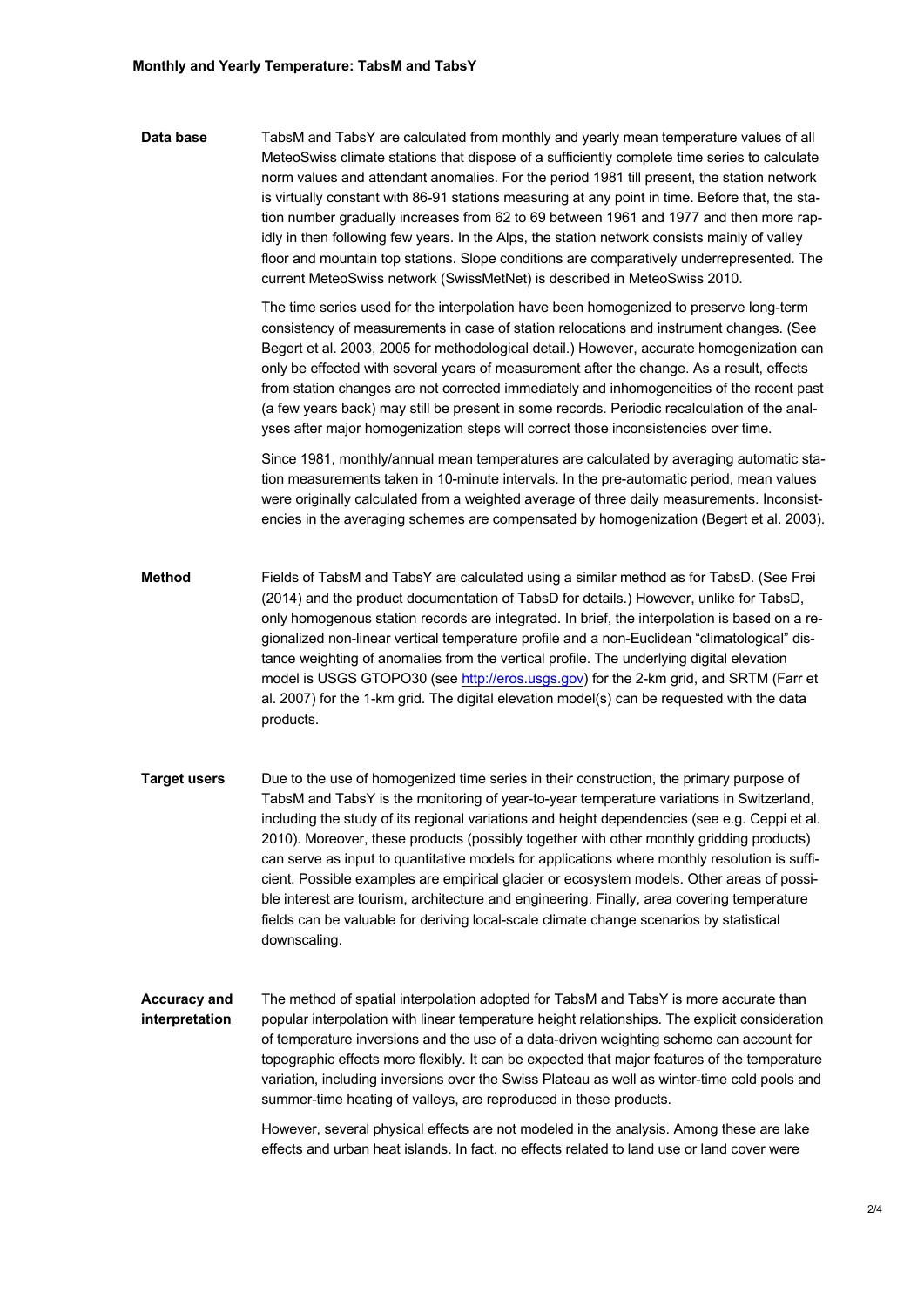## Monthly and Yearly Temperature: TabsM and TabsY

**Data base**

TabsM and TabsY are calculated from monthly and yearly mean temperature values of all MeteoSwiss climate stations that dispose of a sufficiently complete time series to calculate norm values and attendant anomalies. For the period 1981 till present, the station network is virtually constant with 86-91 stations measuring at any point in time. Before that, the station number gradually increases from 62 to 69 between 1961 and 1977 and then more rapidly in then following few years. In the Alps, the station network consists mainly of valley floor and mountain top stations. Slope conditions are comparatively underrepresented. The current MeteoSwiss network (SwissMetNet) is described in MeteoSwiss 2010.

The time series used for the interpolation have been homogenized to preserve long-term consistency of measurements in case of station relocations and instrument changes. (See Begert et al. 2003, 2005 for methodological detail.) However, accurate homogenization can only be effected with several years of measurement after the change. As a result, effects from station changes are not corrected immediately and inhomogeneities of the recent past (a few years back) may still be present in some records. Periodic recalculation of the analyses after major homogenization steps will correct those inconsistencies over time.

Since 1981, monthly/annual mean temperatures are calculated by averaging automatic station measurements taken in 10-minute intervals. In the pre-automatic period, mean values were originally calculated from a weighted average of three daily measurements. Inconsistencies in the averaging schemes are compensated by homogenization (Begert et al. 2003).

**Method**

Fields of TabsM and TabsY are calculated using a similar method as for TabsD. (See Frei (2014) and the product documentation of TabsD for details.) However, unlike for TabsD, only homogenous station records are integrated. In brief, the interpolation is based on a regionalized non-linear vertical temperature profile and a non-Euclidean "climatological" distance weighting of anomalies from the vertical profile. The underlying digital elevation model is USGS GTOPO30 (see http://eros.usgs.gov) for the 2-km grid, and SRTM (Farr et al. 2007) for the 1-km grid. The digital elevation model(s) can be requested with the data products.

**Target users**

Due to the use of homogenized time series in their construction, the primary purpose of TabsM and TabsY is the monitoring of year-to-year temperature variations in Switzerland, including the study of its regional variations and height dependencies (see e.g. Ceppi et al. 2010). Moreover, these products (possibly together with other monthly gridding products) can serve as input to quantitative models for applications where monthly resolution is sufficient. Possible examples are empirical glacier or ecosystem models. Other areas of possible interest are tourism, architecture and engineering. Finally, area covering temperature fields can be valuable for deriving local-scale climate change scenarios by statistical downscaling.

**Accuracy and interpretation**

The method of spatial interpolation adopted for TabsM and TabsY is more accurate than popular interpolation with linear temperature height relationships. The explicit consideration of temperature inversions and the use of a data-driven weighting scheme can account for topographic effects more flexibly. It can be expected that major features of the temperature variation, including inversions over the Swiss Plateau as well as winter-time cold pools and summer-time heating of valleys, are reproduced in these products.

However, several physical effects are not modeled in the analysis. Among these are lake effects and urban heat islands. In fact, no effects related to land use or land cover were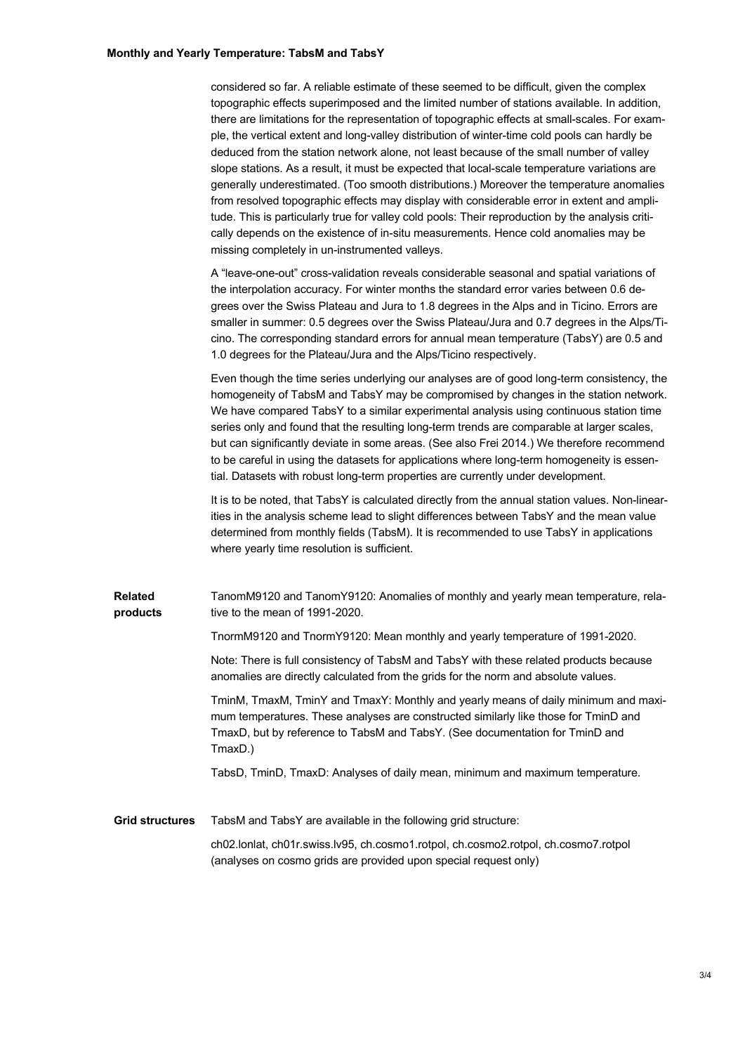considered so far. A reliable estimate of these seemed to be difficult, given the complex topographic effects superimposed and the limited number of stations available. In addition, there are limitations for the representation of topographic effects at small-scales. For example, the vertical extent and long-valley distribution of winter-time cold pools can hardly be deduced from the station network alone, not least because of the small number of valley slope stations. As a result, it must be expected that local-scale temperature variations are generally underestimated. (Too smooth distributions.) Moreover the temperature anomalies from resolved topographic effects may display with considerable error in extent and amplitude. This is particularly true for valley cold pools: Their reproduction by the analysis critically depends on the existence of in-situ measurements. Hence cold anomalies may be missing completely in un-instrumented valleys.

A "leave-one-out" cross-validation reveals considerable seasonal and spatial variations of the interpolation accuracy. For winter months the standard error varies between 0.6 degrees over the Swiss Plateau and Jura to 1.8 degrees in the Alps and in Ticino. Errors are smaller in summer: 0.5 degrees over the Swiss Plateau/Jura and 0.7 degrees in the Alps/Ticino. The corresponding standard errors for annual mean temperature (TabsY) are 0.5 and 1.0 degrees for the Plateau/Jura and the Alps/Ticino respectively.

Even though the time series underlying our analyses are of good long-term consistency, the homogeneity of TabsM and TabsY may be compromised by changes in the station network. We have compared TabsY to a similar experimental analysis using continuous station time series only and found that the resulting long-term trends are comparable at larger scales, but can significantly deviate in some areas. (See also Frei 2014.) We therefore recommend to be careful in using the datasets for applications where long-term homogeneity is essential. Datasets with robust long-term properties are currently under development.

It is to be noted, that TabsY is calculated directly from the annual station values. Non-linearities in the analysis scheme lead to slight differences between TabsY and the mean value determined from monthly fields (TabsM). It is recommended to use TabsY in applications where yearly time resolution is sufficient.

**Related products**

TanomM9120 and TanomY9120: Anomalies of monthly and yearly mean temperature, relative to the mean of 1991-2020.

TnormM9120 and TnormY9120: Mean monthly and yearly temperature of 1991-2020.

Note: There is full consistency of TabsM and TabsY with these related products because anomalies are directly calculated from the grids for the norm and absolute values.

TminM, TmaxM, TminY and TmaxY: Monthly and yearly means of daily minimum and maximum temperatures. These analyses are constructed similarly like those for TminD and TmaxD, but by reference to TabsM and TabsY. (See documentation for TminD and TmaxD.)

TabsD, TminD, TmaxD: Analyses of daily mean, minimum and maximum temperature.

**Grid structures**

TabsM and TabsY are available in the following grid structure:

ch02.lonlat, ch01r.swiss.lv95, ch.cosmo1.rotpol, ch.cosmo2.rotpol, ch.cosmo7.rotpol (analyses on cosmo grids are provided upon special request only)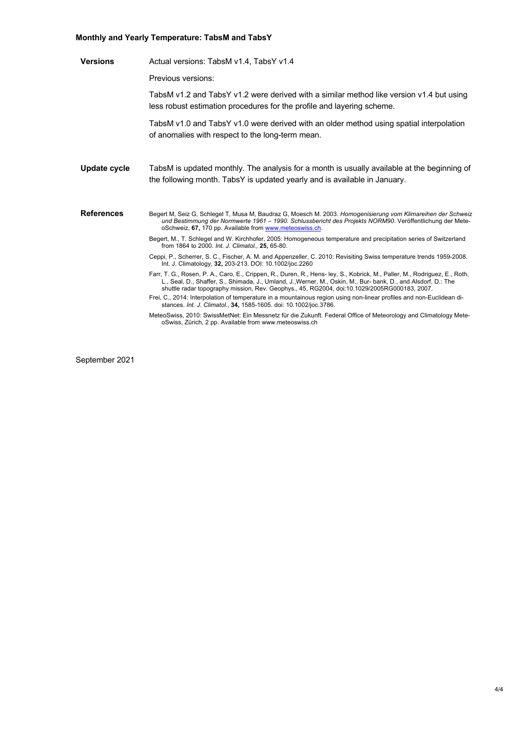**Monthly and Yearly Temperature: TabsM and TabsY**

**Versions**

Actual versions: TabsM v1.4, TabsY v1.4

Previous versions:

TabsM v1.2 and TabsY v1.2 were derived with a similar method like version v1.4 but using less robust estimation procedures for the profile and layering scheme.

TabsM v1.0 and TabsY v1.0 were derived with an older method using spatial interpolation of anomalies with respect to the long-term mean.

**Update cycle**

TabsM is updated monthly. The analysis for a month is usually available at the beginning of the following month. TabsY is updated yearly and is available in January.

**References**

Begert M, Seiz G, Schlegel T, Musa M, Baudraz G, Moesch M. 2003. *Homogenisierung vom Klimareihen der Schweiz und Bestimmung der Normwerte 1961 – 1990. Schlussbericht des Projekts NORM90*. Veröffentlichung der MeteoSchweiz, **67,** 170 pp. Available from www.meteoswiss.ch.

Begert, M., T. Schlegel and W. Kirchhofer, 2005: Homogeneous temperature and precipitation series of Switzerland from 1864 to 2000. *Int. J. Climatol.,* **25,** 65-80.

Ceppi, P., Scherrer, S. C., Fischer, A. M. and Appenzeller, C. 2010: Revisiting Swiss temperature trends 1959-2008. Int. J. Climatology, **32,** 203-213. DOI: 10.1002/joc.2260

Farr, T. G., Rosen, P. A., Caro, E., Crippen, R., Duren, R., Hens- ley, S., Kobrick, M., Paller, M., Rodriguez, E., Roth, L., Seal, D., Shaffer, S., Shimada, J., Umland, J.,Werner, M., Oskin, M., Bur- bank, D., and Alsdorf, D.: The shuttle radar topography mission, Rev. Geophys., 45, RG2004, doi:10.1029/2005RG000183, 2007.

Frei, C., 2014: Interpolation of temperature in a mountainous region using non-linear profiles and non-Euclidean distances. *Int. J. Climatol.*, **34,** 1585-1605. doi: 10.1002/joc.3786.

MeteoSwiss, 2010: SwissMetNet: Ein Messnetz für die Zukunft. Federal Office of Meteorology and Climatology MeteoSwiss, Zürich, 2 pp. Available from www.meteoswiss.ch

September 2021